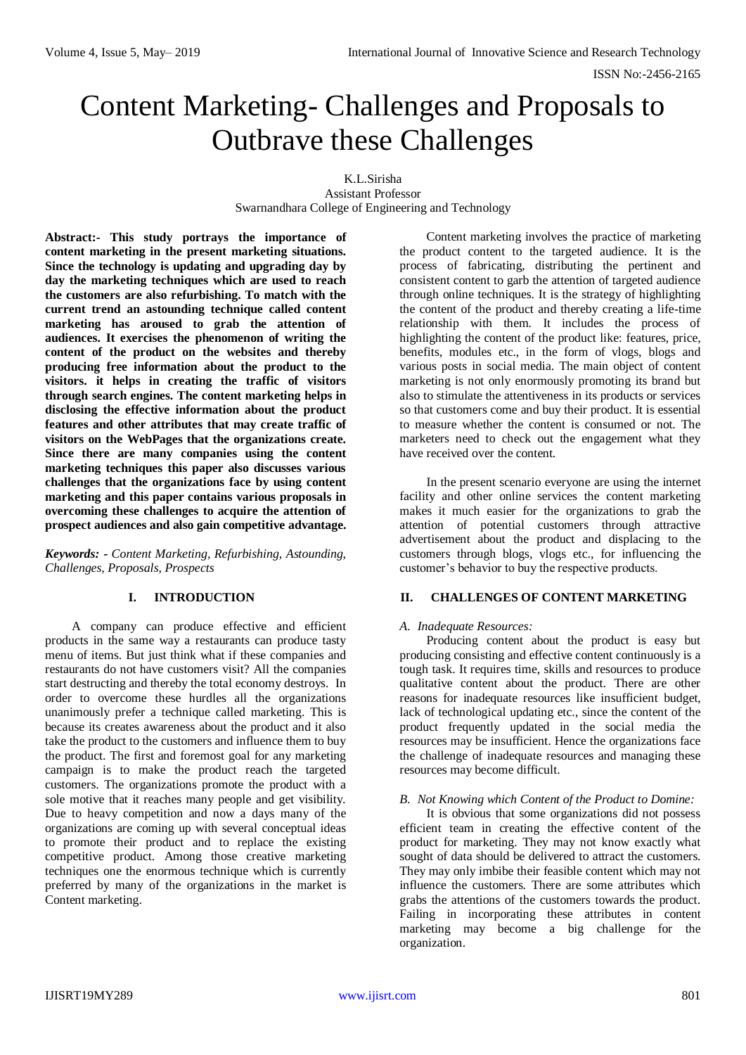# Content Marketing- Challenges and Proposals to Outbrave these Challenges

K.L.Sirisha
Assistant Professor
Swarnandhara College of Engineering and Technology

**Abstract:- This study portrays the importance of content marketing in the present marketing situations. Since the technology is updating and upgrading day by day the marketing techniques which are used to reach the customers are also refurbishing. To match with the current trend an astounding technique called content marketing has aroused to grab the attention of audiences. It exercises the phenomenon of writing the content of the product on the websites and thereby producing free information about the product to the visitors. it helps in creating the traffic of visitors through search engines. The content marketing helps in disclosing the effective information about the product features and other attributes that may create traffic of visitors on the WebPages that the organizations create. Since there are many companies using the content marketing techniques this paper also discusses various challenges that the organizations face by using content marketing and this paper contains various proposals in overcoming these challenges to acquire the attention of prospect audiences and also gain competitive advantage.**

***Keywords: -** Content Marketing, Refurbishing, Astounding, Challenges, Proposals, Prospects*

## I. INTRODUCTION

A company can produce effective and efficient products in the same way a restaurants can produce tasty menu of items. But just think what if these companies and restaurants do not have customers visit? All the companies start destructing and thereby the total economy destroys. In order to overcome these hurdles all the organizations unanimously prefer a technique called marketing. This is because its creates awareness about the product and it also take the product to the customers and influence them to buy the product. The first and foremost goal for any marketing campaign is to make the product reach the targeted customers. The organizations promote the product with a sole motive that it reaches many people and get visibility. Due to heavy competition and now a days many of the organizations are coming up with several conceptual ideas to promote their product and to replace the existing competitive product. Among those creative marketing techniques one the enormous technique which is currently preferred by many of the organizations in the market is Content marketing.

Content marketing involves the practice of marketing the product content to the targeted audience. It is the process of fabricating, distributing the pertinent and consistent content to garb the attention of targeted audience through online techniques. It is the strategy of highlighting the content of the product and thereby creating a life-time relationship with them. It includes the process of highlighting the content of the product like: features, price, benefits, modules etc., in the form of vlogs, blogs and various posts in social media. The main object of content marketing is not only enormously promoting its brand but also to stimulate the attentiveness in its products or services so that customers come and buy their product. It is essential to measure whether the content is consumed or not. The marketers need to check out the engagement what they have received over the content.

In the present scenario everyone are using the internet facility and other online services the content marketing makes it much easier for the organizations to grab the attention of potential customers through attractive advertisement about the product and displacing to the customers through blogs, vlogs etc., for influencing the customer's behavior to buy the respective products.

## II. CHALLENGES OF CONTENT MARKETING

### *A. Inadequate Resources:*

Producing content about the product is easy but producing consisting and effective content continuously is a tough task. It requires time, skills and resources to produce qualitative content about the product. There are other reasons for inadequate resources like insufficient budget, lack of technological updating etc., since the content of the product frequently updated in the social media the resources may be insufficient. Hence the organizations face the challenge of inadequate resources and managing these resources may become difficult.

### *B. Not Knowing which Content of the Product to Domine:*

It is obvious that some organizations did not possess efficient team in creating the effective content of the product for marketing. They may not know exactly what sought of data should be delivered to attract the customers. They may only imbibe their feasible content which may not influence the customers. There are some attributes which grabs the attentions of the customers towards the product. Failing in incorporating these attributes in content marketing may become a big challenge for the organization.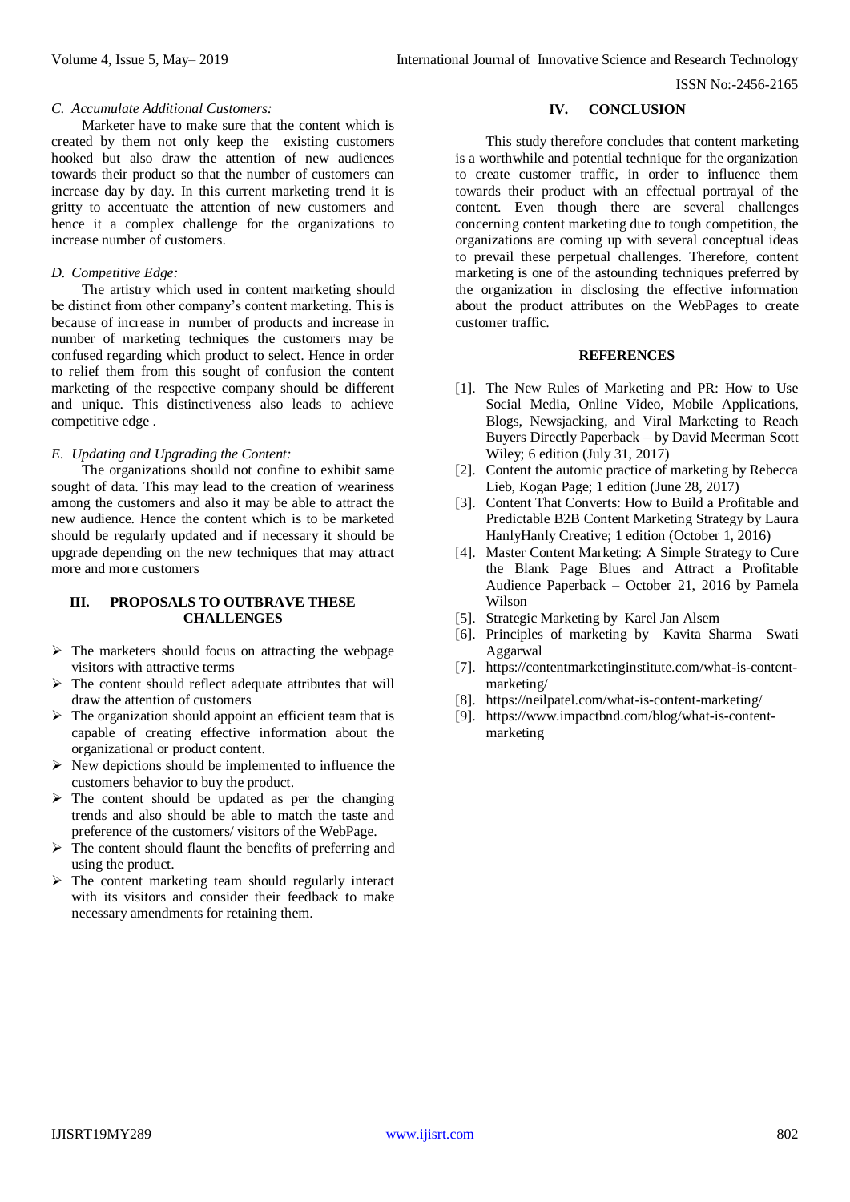### C. *Accumulate Additional Customers:*

Marketer have to make sure that the content which is created by them not only keep the existing customers hooked but also draw the attention of new audiences towards their product so that the number of customers can increase day by day. In this current marketing trend it is gritty to accentuate the attention of new customers and hence it a complex challenge for the organizations to increase number of customers.

### D. *Competitive Edge:*

The artistry which used in content marketing should be distinct from other company's content marketing. This is because of increase in number of products and increase in number of marketing techniques the customers may be confused regarding which product to select. Hence in order to relief them from this sought of confusion the content marketing of the respective company should be different and unique. This distinctiveness also leads to achieve competitive edge .

### E. *Updating and Upgrading the Content:*

The organizations should not confine to exhibit same sought of data. This may lead to the creation of weariness among the customers and also it may be able to attract the new audience. Hence the content which is to be marketed should be regularly updated and if necessary it should be upgrade depending on the new techniques that may attract more and more customers

## III. PROPOSALS TO OUTBRAVE THESE CHALLENGES

- The marketers should focus on attracting the webpage visitors with attractive terms
- The content should reflect adequate attributes that will draw the attention of customers
- The organization should appoint an efficient team that is capable of creating effective information about the organizational or product content.
- New depictions should be implemented to influence the customers behavior to buy the product.
- The content should be updated as per the changing trends and also should be able to match the taste and preference of the customers/ visitors of the WebPage.
- The content should flaunt the benefits of preferring and using the product.
- The content marketing team should regularly interact with its visitors and consider their feedback to make necessary amendments for retaining them.

## IV. CONCLUSION

This study therefore concludes that content marketing is a worthwhile and potential technique for the organization to create customer traffic, in order to influence them towards their product with an effectual portrayal of the content. Even though there are several challenges concerning content marketing due to tough competition, the organizations are coming up with several conceptual ideas to prevail these perpetual challenges. Therefore, content marketing is one of the astounding techniques preferred by the organization in disclosing the effective information about the product attributes on the WebPages to create customer traffic.

## REFERENCES

[1]. The New Rules of Marketing and PR: How to Use Social Media, Online Video, Mobile Applications, Blogs, Newsjacking, and Viral Marketing to Reach Buyers Directly Paperback – by David Meerman Scott Wiley; 6 edition (July 31, 2017)

[2]. Content the automic practice of marketing by Rebecca Lieb, Kogan Page; 1 edition (June 28, 2017)

[3]. Content That Converts: How to Build a Profitable and Predictable B2B Content Marketing Strategy by Laura HanlyHanly Creative; 1 edition (October 1, 2016)

[4]. Master Content Marketing: A Simple Strategy to Cure the Blank Page Blues and Attract a Profitable Audience Paperback – October 21, 2016 by Pamela Wilson

[5]. Strategic Marketing by Karel Jan Alsem

[6]. Principles of marketing by Kavita Sharma Swati Aggarwal

[7]. https://contentmarketinginstitute.com/what-is-content-marketing/

[8]. https://neilpatel.com/what-is-content-marketing/

[9]. https://www.impactbnd.com/blog/what-is-content-marketing